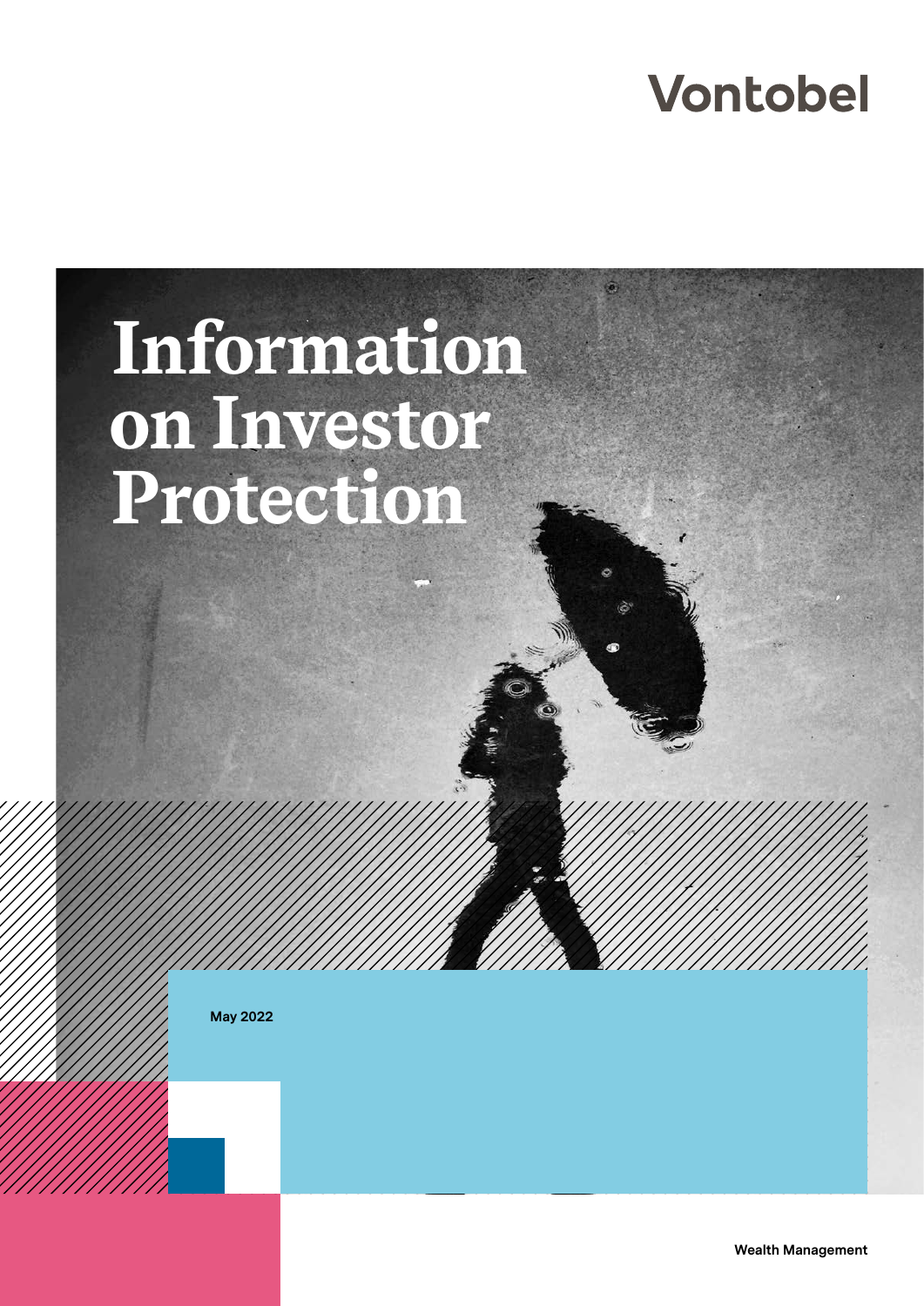Vontobel

# Information on Investor Protection

May 2022

Wealth Management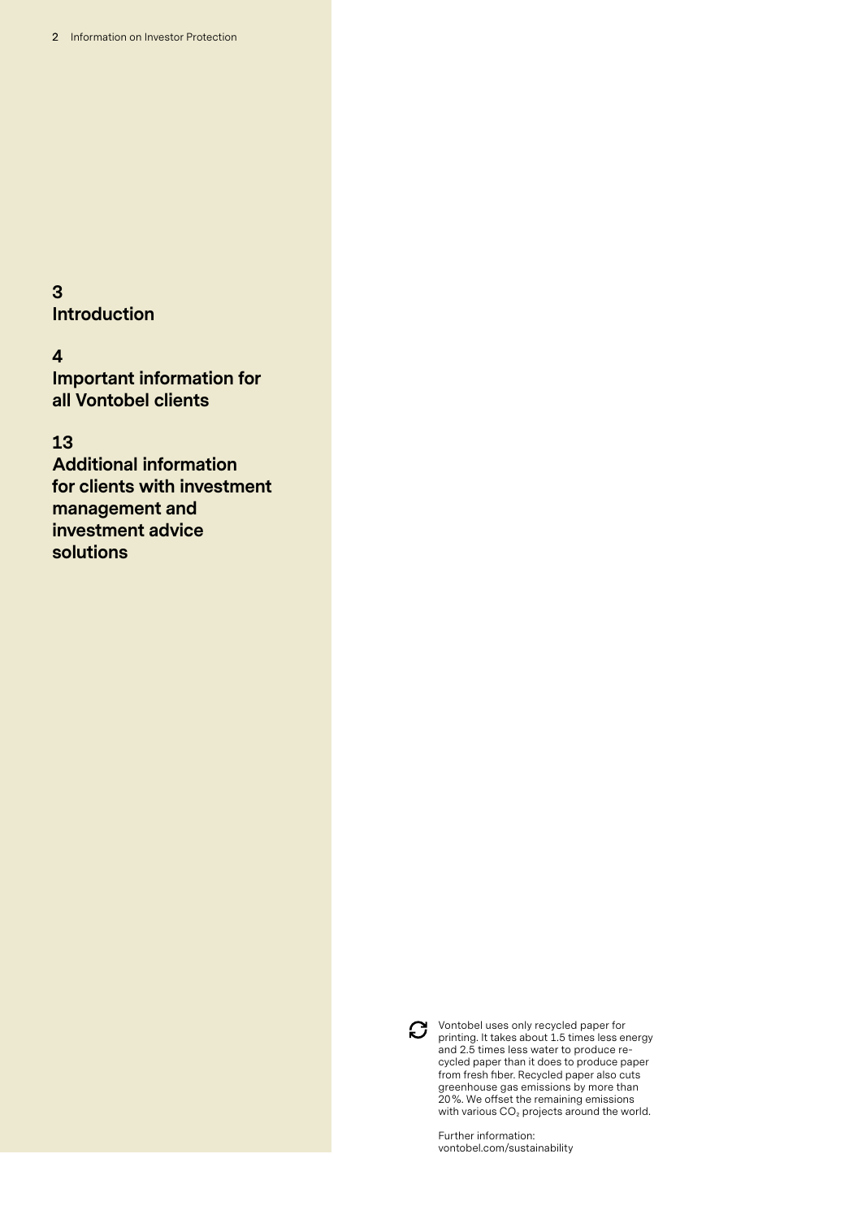3
**Introduction**

4
**Important information for all Vontobel clients**

13
**Additional information for clients with investment management and investment advice solutions**

Vontobel uses only recycled paper for printing. It takes about 1.5 times less energy and 2.5 times less water to produce recycled paper than it does to produce paper from fresh fiber. Recycled paper also cuts greenhouse gas emissions by more than 20%. We offset the remaining emissions with various $CO_2$ projects around the world.

Further information:
vontobel.com/sustainability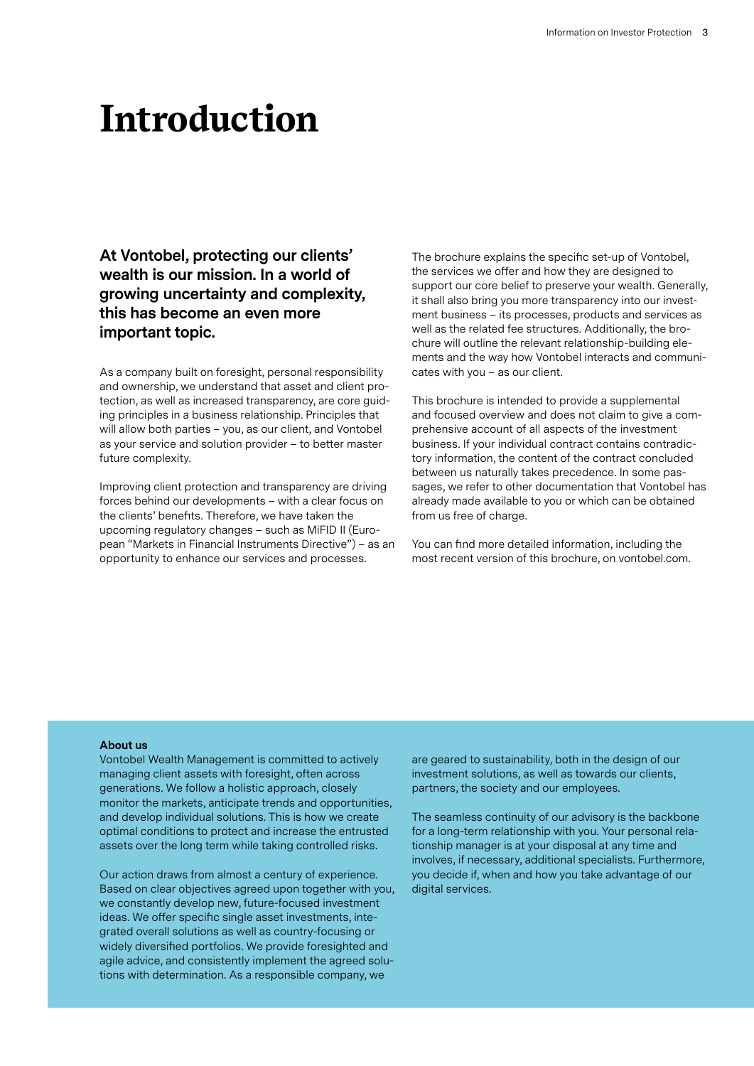# Introduction

**At Vontobel, protecting our clients' wealth is our mission. In a world of growing uncertainty and complexity, this has become an even more important topic.**

As a company built on foresight, personal responsibility and ownership, we understand that asset and client protection, as well as increased transparency, are core guiding principles in a business relationship. Principles that will allow both parties – you, as our client, and Vontobel as your service and solution provider – to better master future complexity.

Improving client protection and transparency are driving forces behind our developments – with a clear focus on the clients' benefits. Therefore, we have taken the upcoming regulatory changes – such as MiFID II (European "Markets in Financial Instruments Directive") – as an opportunity to enhance our services and processes.

The brochure explains the specific set-up of Vontobel, the services we offer and how they are designed to support our core belief to preserve your wealth. Generally, it shall also bring you more transparency into our investment business – its processes, products and services as well as the related fee structures. Additionally, the brochure will outline the relevant relationship-building elements and the way how Vontobel interacts and communicates with you – as our client.

This brochure is intended to provide a supplemental and focused overview and does not claim to give a comprehensive account of all aspects of the investment business. If your individual contract contains contradictory information, the content of the contract concluded between us naturally takes precedence. In some passages, we refer to other documentation that Vontobel has already made available to you or which can be obtained from us free of charge.

You can find more detailed information, including the most recent version of this brochure, on vontobel.com.

**About us**

Vontobel Wealth Management is committed to actively managing client assets with foresight, often across generations. We follow a holistic approach, closely monitor the markets, anticipate trends and opportunities, and develop individual solutions. This is how we create optimal conditions to protect and increase the entrusted assets over the long term while taking controlled risks.

Our action draws from almost a century of experience. Based on clear objectives agreed upon together with you, we constantly develop new, future-focused investment ideas. We offer specific single asset investments, integrated overall solutions as well as country-focusing or widely diversified portfolios. We provide foresighted and agile advice, and consistently implement the agreed solutions with determination. As a responsible company, we are geared to sustainability, both in the design of our investment solutions, as well as towards our clients, partners, the society and our employees.

The seamless continuity of our advisory is the backbone for a long-term relationship with you. Your personal relationship manager is at your disposal at any time and involves, if necessary, additional specialists. Furthermore, you decide if, when and how you take advantage of our digital services.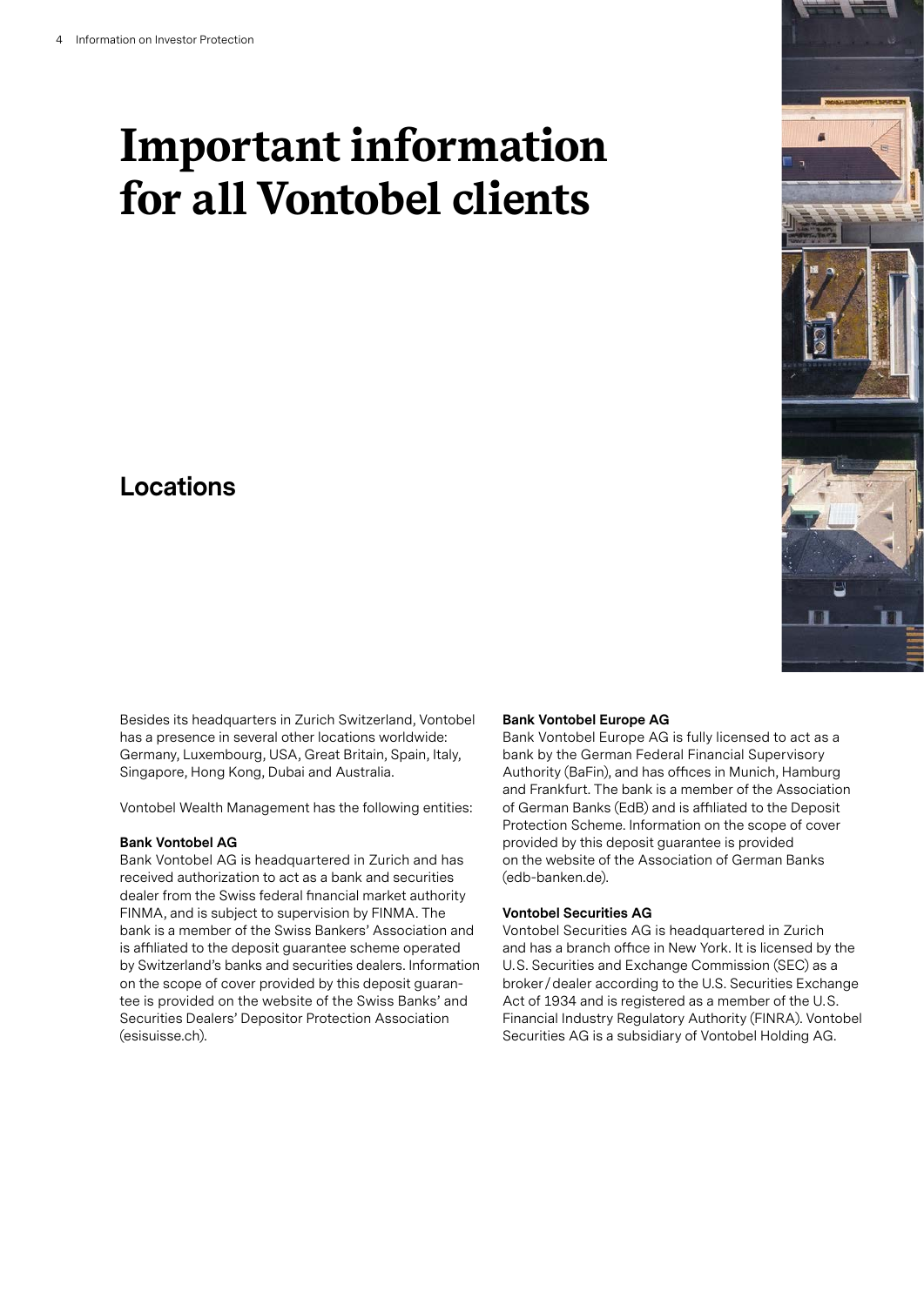# Important information for all Vontobel clients

## Locations

Besides its headquarters in Zurich Switzerland, Vontobel has a presence in several other locations worldwide: Germany, Luxembourg, USA, Great Britain, Spain, Italy, Singapore, Hong Kong, Dubai and Australia.

Vontobel Wealth Management has the following entities:

**Bank Vontobel AG**
Bank Vontobel AG is headquartered in Zurich and has received authorization to act as a bank and securities dealer from the Swiss federal financial market authority FINMA, and is subject to supervision by FINMA. The bank is a member of the Swiss Bankers' Association and is affiliated to the deposit guarantee scheme operated by Switzerland's banks and securities dealers. Information on the scope of cover provided by this deposit guarantee is provided on the website of the Swiss Banks' and Securities Dealers' Depositor Protection Association (esisuisse.ch).

**Bank Vontobel Europe AG**
Bank Vontobel Europe AG is fully licensed to act as a bank by the German Federal Financial Supervisory Authority (BaFin), and has offices in Munich, Hamburg and Frankfurt. The bank is a member of the Association of German Banks (EdB) and is affiliated to the Deposit Protection Scheme. Information on the scope of cover provided by this deposit guarantee is provided on the website of the Association of German Banks (edb-banken.de).

**Vontobel Securities AG**
Vontobel Securities AG is headquartered in Zurich and has a branch office in New York. It is licensed by the U.S. Securities and Exchange Commission (SEC) as a broker / dealer according to the U.S. Securities Exchange Act of 1934 and is registered as a member of the U.S. Financial Industry Regulatory Authority (FINRA). Vontobel Securities AG is a subsidiary of Vontobel Holding AG.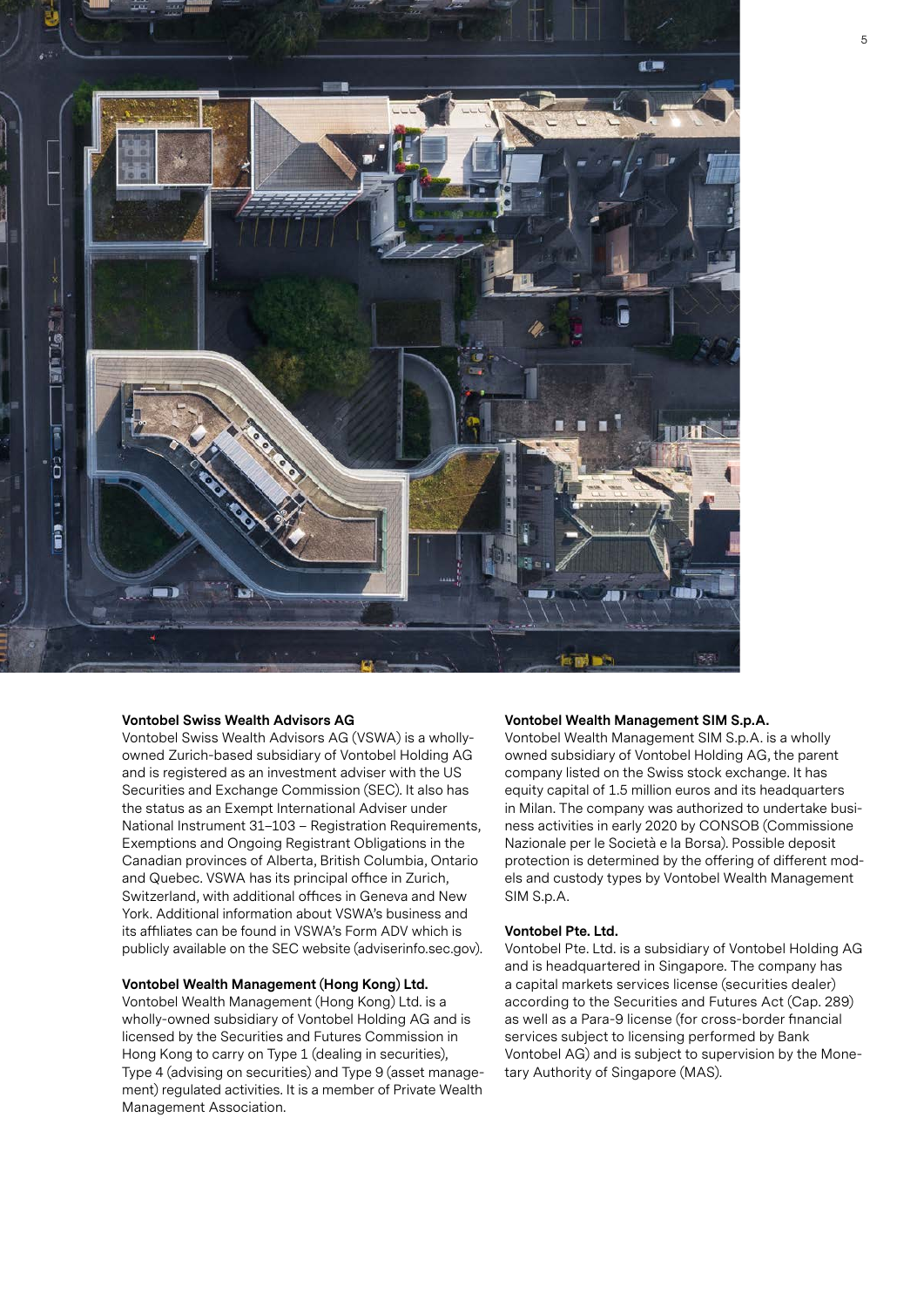**Vontobel Swiss Wealth Advisors AG**

Vontobel Swiss Wealth Advisors AG (VSWA) is a wholly-owned Zurich-based subsidiary of Vontobel Holding AG and is registered as an investment adviser with the US Securities and Exchange Commission (SEC). It also has the status as an Exempt International Adviser under National Instrument 31–103 – Registration Requirements, Exemptions and Ongoing Registrant Obligations in the Canadian provinces of Alberta, British Columbia, Ontario and Quebec. VSWA has its principal office in Zurich, Switzerland, with additional offices in Geneva and New York. Additional information about VSWA's business and its affiliates can be found in VSWA's Form ADV which is publicly available on the SEC website (adviserinfo.sec.gov).

**Vontobel Wealth Management (Hong Kong) Ltd.**

Vontobel Wealth Management (Hong Kong) Ltd. is a wholly-owned subsidiary of Vontobel Holding AG and is licensed by the Securities and Futures Commission in Hong Kong to carry on Type 1 (dealing in securities), Type 4 (advising on securities) and Type 9 (asset management) regulated activities. It is a member of Private Wealth Management Association.

**Vontobel Wealth Management SIM S.p.A.**

Vontobel Wealth Management SIM S.p.A. is a wholly owned subsidiary of Vontobel Holding AG, the parent company listed on the Swiss stock exchange. It has equity capital of 1.5 million euros and its headquarters in Milan. The company was authorized to undertake business activities in early 2020 by CONSOB (Commissione Nazionale per le Società e la Borsa). Possible deposit protection is determined by the offering of different models and custody types by Vontobel Wealth Management SIM S.p.A.

**Vontobel Pte. Ltd.**

Vontobel Pte. Ltd. is a subsidiary of Vontobel Holding AG and is headquartered in Singapore. The company has a capital markets services license (securities dealer) according to the Securities and Futures Act (Cap. 289) as well as a Para-9 license (for cross-border financial services subject to licensing performed by Bank Vontobel AG) and is subject to supervision by the Monetary Authority of Singapore (MAS).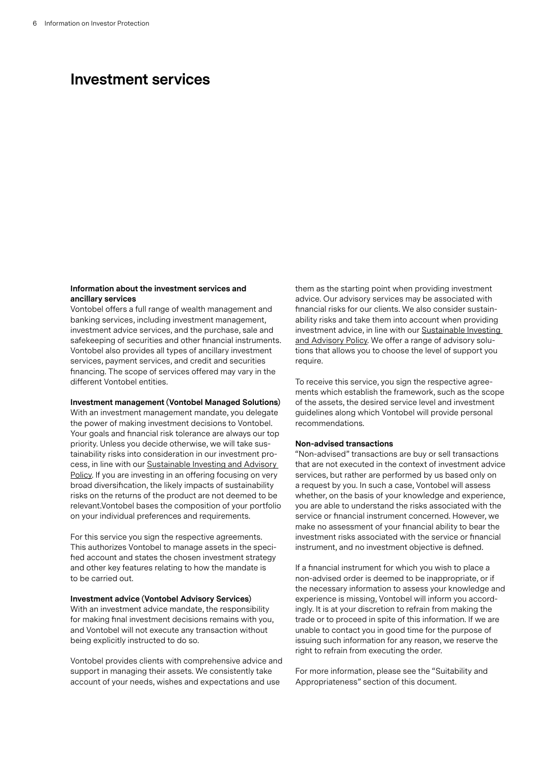# Investment services

### Information about the investment services and ancillary services

Vontobel offers a full range of wealth management and banking services, including investment management, investment advice services, and the purchase, sale and safekeeping of securities and other financial instruments. Vontobel also provides all types of ancillary investment services, payment services, and credit and securities financing. The scope of services offered may vary in the different Vontobel entities.

### Investment management (Vontobel Managed Solutions)

With an investment management mandate, you delegate the power of making investment decisions to Vontobel. Your goals and financial risk tolerance are always our top priority. Unless you decide otherwise, we will take sustainability risks into consideration in our investment process, in line with our Sustainable Investing and Advisory Policy. If you are investing in an offering focusing on very broad diversification, the likely impacts of sustainability risks on the returns of the product are not deemed to be relevant.Vontobel bases the composition of your portfolio on your individual preferences and requirements.

For this service you sign the respective agreements. This authorizes Vontobel to manage assets in the specified account and states the chosen investment strategy and other key features relating to how the mandate is to be carried out.

### Investment advice (Vontobel Advisory Services)

With an investment advice mandate, the responsibility for making final investment decisions remains with you, and Vontobel will not execute any transaction without being explicitly instructed to do so.

Vontobel provides clients with comprehensive advice and support in managing their assets. We consistently take account of your needs, wishes and expectations and use them as the starting point when providing investment advice. Our advisory services may be associated with financial risks for our clients. We also consider sustainability risks and take them into account when providing investment advice, in line with our Sustainable Investing and Advisory Policy. We offer a range of advisory solutions that allows you to choose the level of support you require.

To receive this service, you sign the respective agreements which establish the framework, such as the scope of the assets, the desired service level and investment guidelines along which Vontobel will provide personal recommendations.

### Non-advised transactions

"Non-advised" transactions are buy or sell transactions that are not executed in the context of investment advice services, but rather are performed by us based only on a request by you. In such a case, Vontobel will assess whether, on the basis of your knowledge and experience, you are able to understand the risks associated with the service or financial instrument concerned. However, we make no assessment of your financial ability to bear the investment risks associated with the service or financial instrument, and no investment objective is defined.

If a financial instrument for which you wish to place a non-advised order is deemed to be inappropriate, or if the necessary information to assess your knowledge and experience is missing, Vontobel will inform you accordingly. It is at your discretion to refrain from making the trade or to proceed in spite of this information. If we are unable to contact you in good time for the purpose of issuing such information for any reason, we reserve the right to refrain from executing the order.

For more information, please see the "Suitability and Appropriateness" section of this document.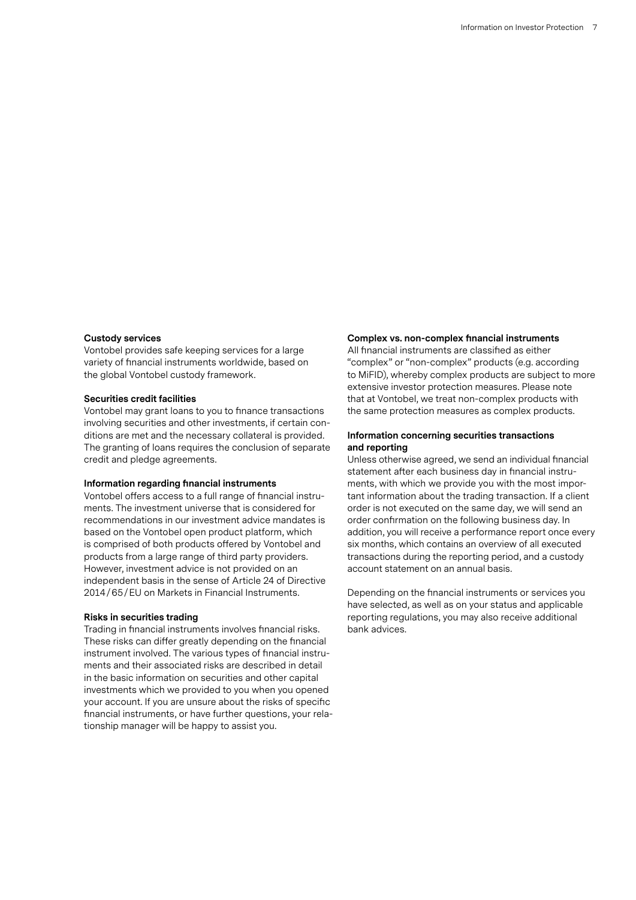### Custody services

Vontobel provides safe keeping services for a large variety of financial instruments worldwide, based on the global Vontobel custody framework.

### Securities credit facilities

Vontobel may grant loans to you to finance transactions involving securities and other investments, if certain conditions are met and the necessary collateral is provided. The granting of loans requires the conclusion of separate credit and pledge agreements.

### Information regarding financial instruments

Vontobel offers access to a full range of financial instruments. The investment universe that is considered for recommendations in our investment advice mandates is based on the Vontobel open product platform, which is comprised of both products offered by Vontobel and products from a large range of third party providers. However, investment advice is not provided on an independent basis in the sense of Article 24 of Directive 2014/65/EU on Markets in Financial Instruments.

### Risks in securities trading

Trading in financial instruments involves financial risks. These risks can differ greatly depending on the financial instrument involved. The various types of financial instruments and their associated risks are described in detail in the basic information on securities and other capital investments which we provided to you when you opened your account. If you are unsure about the risks of specific financial instruments, or have further questions, your relationship manager will be happy to assist you.

### Complex vs. non-complex financial instruments

All financial instruments are classified as either "complex" or "non-complex" products (e.g. according to MiFID), whereby complex products are subject to more extensive investor protection measures. Please note that at Vontobel, we treat non-complex products with the same protection measures as complex products.

### Information concerning securities transactions and reporting

Unless otherwise agreed, we send an individual financial statement after each business day in financial instruments, with which we provide you with the most important information about the trading transaction. If a client order is not executed on the same day, we will send an order confirmation on the following business day. In addition, you will receive a performance report once every six months, which contains an overview of all executed transactions during the reporting period, and a custody account statement on an annual basis.

Depending on the financial instruments or services you have selected, as well as on your status and applicable reporting regulations, you may also receive additional bank advices.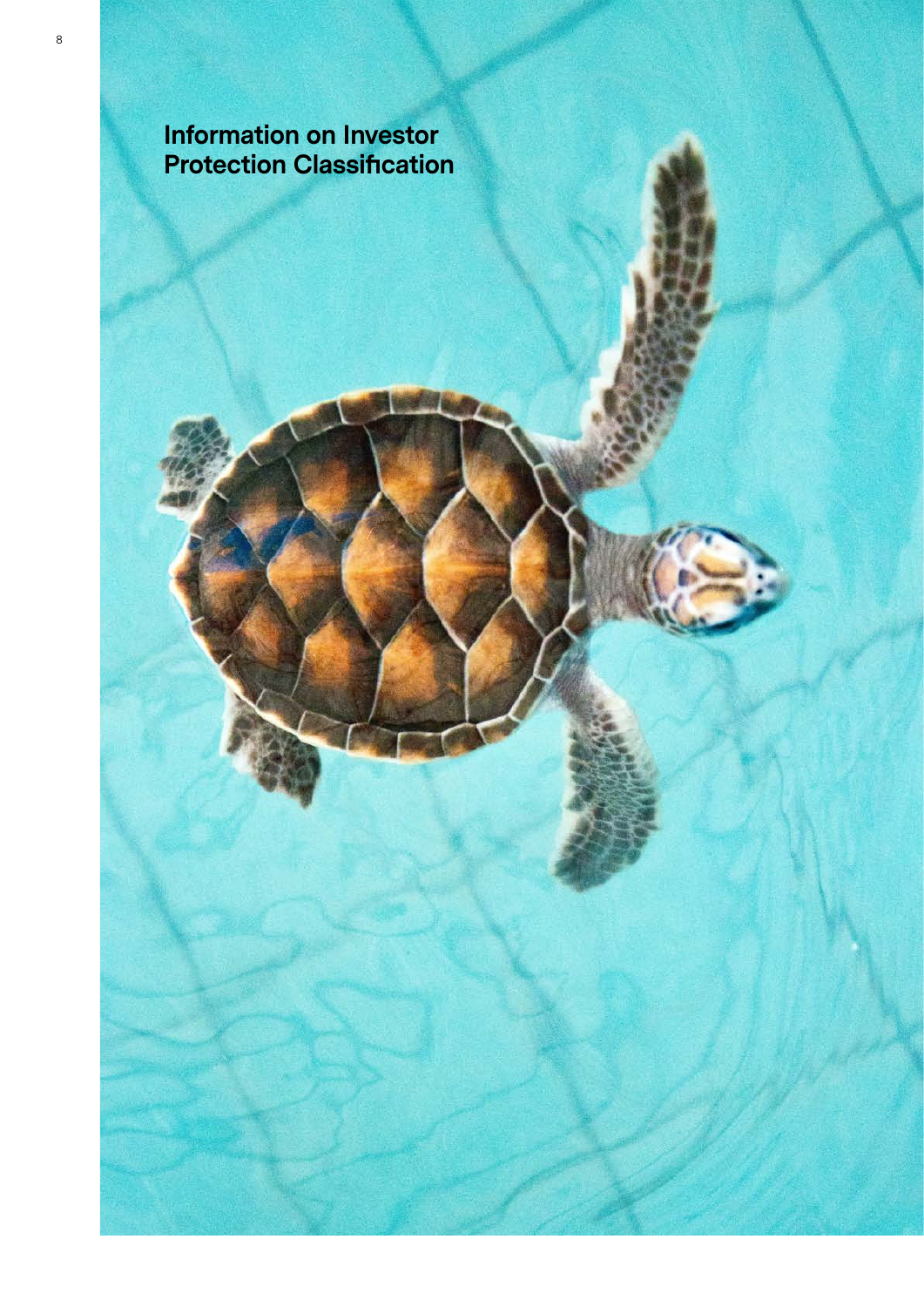# Information on Investor Protection Classification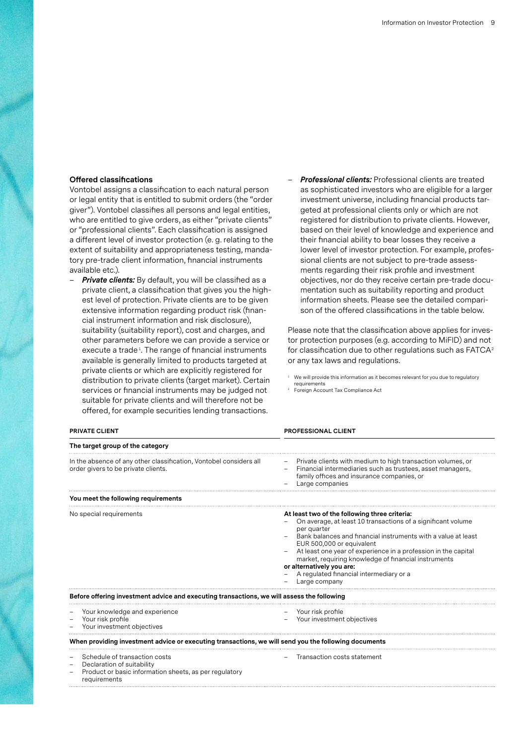### Offered classifications

Vontobel assigns a classification to each natural person or legal entity that is entitled to submit orders (the "order giver"). Vontobel classifies all persons and legal entities, who are entitled to give orders, as either "private clients" or "professional clients". Each classification is assigned a different level of investor protection (e. g. relating to the extent of suitability and appropriateness testing, mandatory pre-trade client information, financial instruments available etc.).

- ***Private clients:*** By default, you will be classified as a private client, a classification that gives you the highest level of protection. Private clients are to be given extensive information regarding product risk (financial instrument information and risk disclosure), suitability (suitability report), cost and charges, and other parameters before we can provide a service or execute a trade[1]. The range of financial instruments available is generally limited to products targeted at private clients or which are explicitly registered for distribution to private clients (target market). Certain services or financial instruments may be judged not suitable for private clients and will therefore not be offered, for example securities lending transactions.
- ***Professional clients:*** Professional clients are treated as sophisticated investors who are eligible for a larger investment universe, including financial products targeted at professional clients only or which are not registered for distribution to private clients. However, based on their level of knowledge and experience and their financial ability to bear losses they receive a lower level of investor protection. For example, professional clients are not subject to pre-trade assessments regarding their risk profile and investment objectives, nor do they receive certain pre-trade documentation such as suitability reporting and product information sheets. Please see the detailed comparison of the offered classifications in the table below.

Please note that the classification above applies for investor protection purposes (e.g. according to MiFID) and not for classification due to other regulations such as FATCA[2] or any tax laws and regulations.

[1] We will provide this information as it becomes relevant for you due to regulatory requirements
[2] Foreign Account Tax Compliance Act

| PRIVATE CLIENT | PROFESSIONAL CLIENT |
|---|---|
| **The target group of the category** | |
| In the absence of any other classification, Vontobel considers all order givers to be private clients. | – Private clients with medium to high transaction volumes, or<br>– Financial intermediaries such as trustees, asset managers, family offices and insurance companies, or<br>– Large companies |
| **You meet the following requirements** | |
| No special requirements | **At least two of the following three criteria:**<br>– On average, at least 10 transactions of a significant volume per quarter<br>– Bank balances and financial instruments with a value at least EUR 500,000 or equivalent<br>– At least one year of experience in a profession in the capital market, requiring knowledge of financial instruments<br>**or alternatively you are:**<br>– A regulated financial intermediary or a<br>– Large company |
| **Before offering investment advice and executing transactions, we will assess the following** | |
| – Your knowledge and experience<br>– Your risk profile<br>– Your investment objectives | – Your risk profile<br>– Your investment objectives |
| **When providing investment advice or executing transactions, we will send you the following documents** | |
| – Schedule of transaction costs<br>– Declaration of suitability<br>– Product or basic information sheets, as per regulatory requirements | – Transaction costs statement |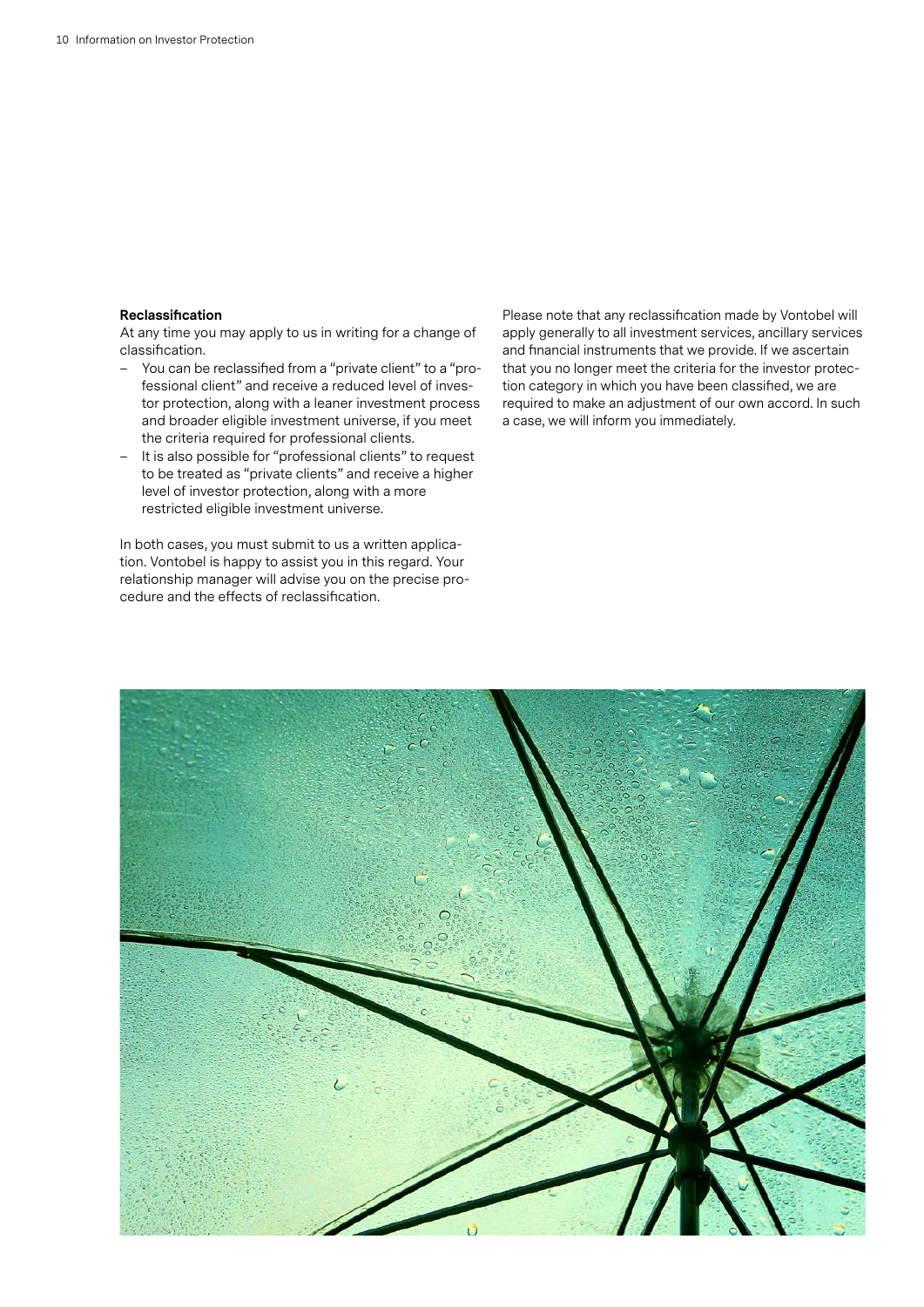**Reclassification**

At any time you may apply to us in writing for a change of classification.

- You can be reclassified from a "private client" to a "professional client" and receive a reduced level of investor protection, along with a leaner investment process and broader eligible investment universe, if you meet the criteria required for professional clients.
- It is also possible for "professional clients" to request to be treated as "private clients" and receive a higher level of investor protection, along with a more restricted eligible investment universe.

In both cases, you must submit to us a written application. Vontobel is happy to assist you in this regard. Your relationship manager will advise you on the precise procedure and the effects of reclassification.

Please note that any reclassification made by Vontobel will apply generally to all investment services, ancillary services and financial instruments that we provide. If we ascertain that you no longer meet the criteria for the investor protection category in which you have been classified, we are required to make an adjustment of our own accord. In such a case, we will inform you immediately.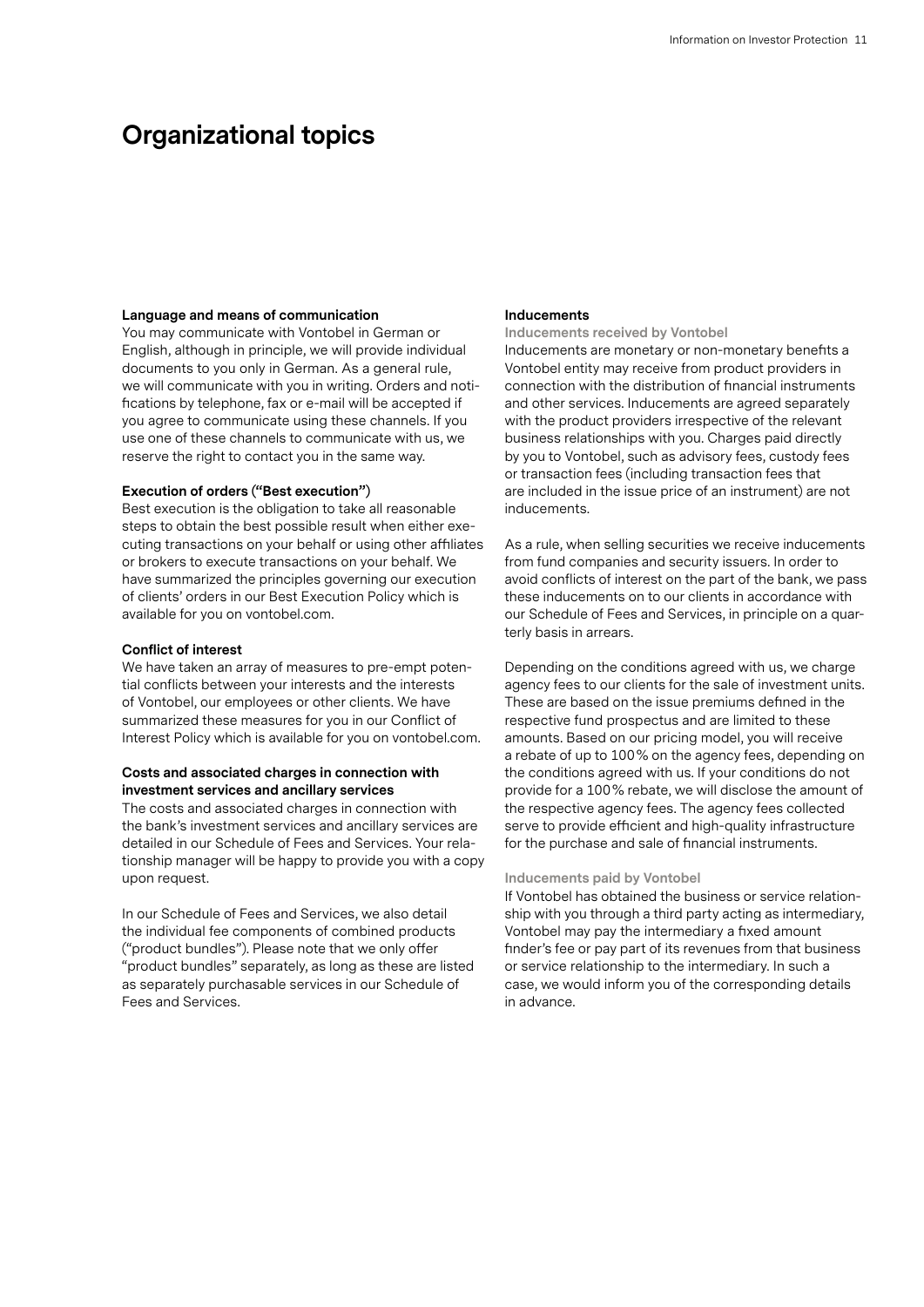# Organizational topics

### Language and means of communication

You may communicate with Vontobel in German or English, although in principle, we will provide individual documents to you only in German. As a general rule, we will communicate with you in writing. Orders and notifications by telephone, fax or e-mail will be accepted if you agree to communicate using these channels. If you use one of these channels to communicate with us, we reserve the right to contact you in the same way.

### Execution of orders ("Best execution")

Best execution is the obligation to take all reasonable steps to obtain the best possible result when either executing transactions on your behalf or using other affiliates or brokers to execute transactions on your behalf. We have summarized the principles governing our execution of clients' orders in our Best Execution Policy which is available for you on vontobel.com.

### Conflict of interest

We have taken an array of measures to pre-empt potential conflicts between your interests and the interests of Vontobel, our employees or other clients. We have summarized these measures for you in our Conflict of Interest Policy which is available for you on vontobel.com.

### Costs and associated charges in connection with investment services and ancillary services

The costs and associated charges in connection with the bank's investment services and ancillary services are detailed in our Schedule of Fees and Services. Your relationship manager will be happy to provide you with a copy upon request.

In our Schedule of Fees and Services, we also detail the individual fee components of combined products ("product bundles"). Please note that we only offer "product bundles" separately, as long as these are listed as separately purchasable services in our Schedule of Fees and Services.

### Inducements

#### Inducements received by Vontobel

Inducements are monetary or non-monetary benefits a Vontobel entity may receive from product providers in connection with the distribution of financial instruments and other services. Inducements are agreed separately with the product providers irrespective of the relevant business relationships with you. Charges paid directly by you to Vontobel, such as advisory fees, custody fees or transaction fees (including transaction fees that are included in the issue price of an instrument) are not inducements.

As a rule, when selling securities we receive inducements from fund companies and security issuers. In order to avoid conflicts of interest on the part of the bank, we pass these inducements on to our clients in accordance with our Schedule of Fees and Services, in principle on a quarterly basis in arrears.

Depending on the conditions agreed with us, we charge agency fees to our clients for the sale of investment units. These are based on the issue premiums defined in the respective fund prospectus and are limited to these amounts. Based on our pricing model, you will receive a rebate of up to 100% on the agency fees, depending on the conditions agreed with us. If your conditions do not provide for a 100% rebate, we will disclose the amount of the respective agency fees. The agency fees collected serve to provide efficient and high-quality infrastructure for the purchase and sale of financial instruments.

#### Inducements paid by Vontobel

If Vontobel has obtained the business or service relationship with you through a third party acting as intermediary, Vontobel may pay the intermediary a fixed amount finder's fee or pay part of its revenues from that business or service relationship to the intermediary. In such a case, we would inform you of the corresponding details in advance.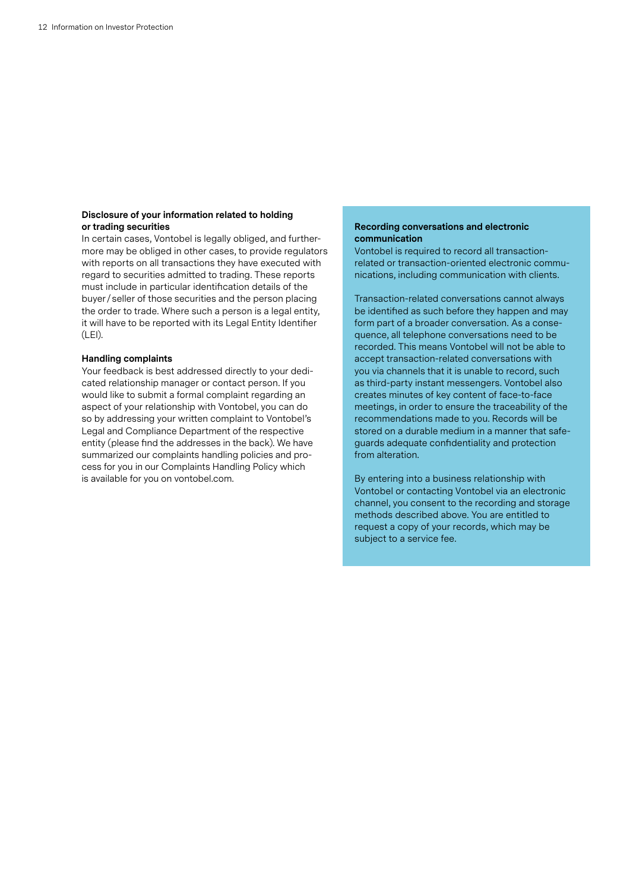### Disclosure of your information related to holding or trading securities

In certain cases, Vontobel is legally obliged, and furthermore may be obliged in other cases, to provide regulators with reports on all transactions they have executed with regard to securities admitted to trading. These reports must include in particular identification details of the buyer / seller of those securities and the person placing the order to trade. Where such a person is a legal entity, it will have to be reported with its Legal Entity Identifier (LEI).

### Handling complaints

Your feedback is best addressed directly to your dedicated relationship manager or contact person. If you would like to submit a formal complaint regarding an aspect of your relationship with Vontobel, you can do so by addressing your written complaint to Vontobel's Legal and Compliance Department of the respective entity (please find the addresses in the back). We have summarized our complaints handling policies and process for you in our Complaints Handling Policy which is available for you on vontobel.com.

### Recording conversations and electronic communication

Vontobel is required to record all transaction-related or transaction-oriented electronic communications, including communication with clients.

Transaction-related conversations cannot always be identified as such before they happen and may form part of a broader conversation. As a consequence, all telephone conversations need to be recorded. This means Vontobel will not be able to accept transaction-related conversations with you via channels that it is unable to record, such as third-party instant messengers. Vontobel also creates minutes of key content of face-to-face meetings, in order to ensure the traceability of the recommendations made to you. Records will be stored on a durable medium in a manner that safeguards adequate confidentiality and protection from alteration.

By entering into a business relationship with Vontobel or contacting Vontobel via an electronic channel, you consent to the recording and storage methods described above. You are entitled to request a copy of your records, which may be subject to a service fee.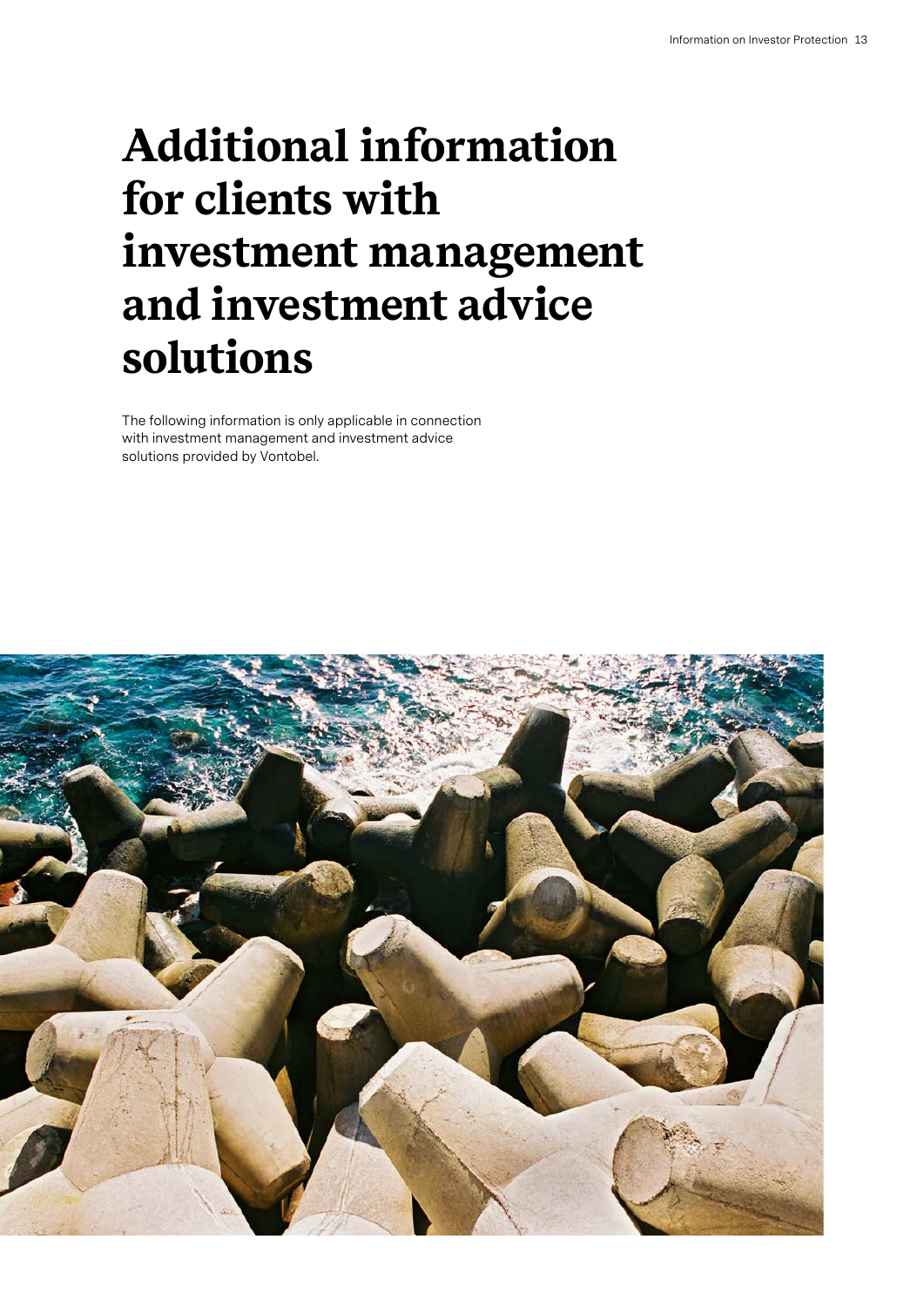# Additional information for clients with investment management and investment advice solutions

The following information is only applicable in connection with investment management and investment advice solutions provided by Vontobel.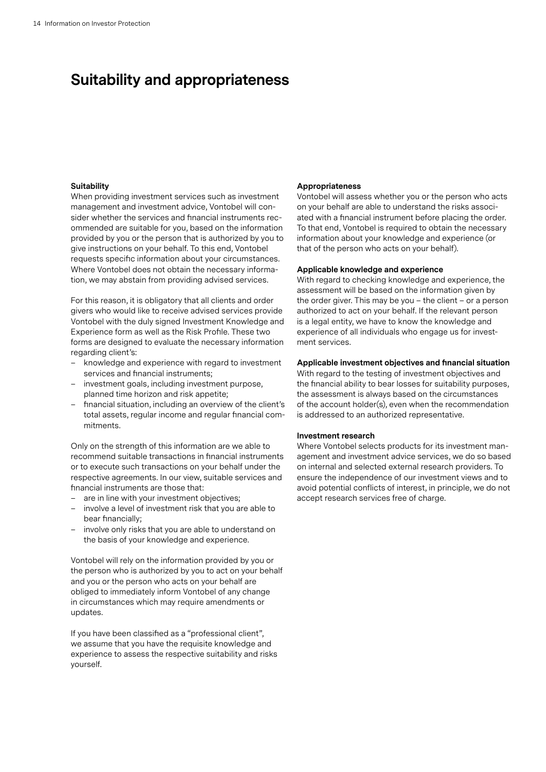# Suitability and appropriateness

**Suitability**

When providing investment services such as investment management and investment advice, Vontobel will consider whether the services and financial instruments recommended are suitable for you, based on the information provided by you or the person that is authorized by you to give instructions on your behalf. To this end, Vontobel requests specific information about your circumstances. Where Vontobel does not obtain the necessary information, we may abstain from providing advised services.

For this reason, it is obligatory that all clients and order givers who would like to receive advised services provide Vontobel with the duly signed Investment Knowledge and Experience form as well as the Risk Profile. These two forms are designed to evaluate the necessary information regarding client's:

- knowledge and experience with regard to investment services and financial instruments;
- investment goals, including investment purpose, planned time horizon and risk appetite;
- financial situation, including an overview of the client's total assets, regular income and regular financial commitments.

Only on the strength of this information are we able to recommend suitable transactions in financial instruments or to execute such transactions on your behalf under the respective agreements. In our view, suitable services and financial instruments are those that:

- are in line with your investment objectives;
- involve a level of investment risk that you are able to bear financially;
- involve only risks that you are able to understand on the basis of your knowledge and experience.

Vontobel will rely on the information provided by you or the person who is authorized by you to act on your behalf and you or the person who acts on your behalf are obliged to immediately inform Vontobel of any change in circumstances which may require amendments or updates.

If you have been classified as a "professional client", we assume that you have the requisite knowledge and experience to assess the respective suitability and risks yourself.

**Appropriateness**

Vontobel will assess whether you or the person who acts on your behalf are able to understand the risks associated with a financial instrument before placing the order. To that end, Vontobel is required to obtain the necessary information about your knowledge and experience (or that of the person who acts on your behalf).

**Applicable knowledge and experience**

With regard to checking knowledge and experience, the assessment will be based on the information given by the order giver. This may be you – the client – or a person authorized to act on your behalf. If the relevant person is a legal entity, we have to know the knowledge and experience of all individuals who engage us for investment services.

**Applicable investment objectives and financial situation**

With regard to the testing of investment objectives and the financial ability to bear losses for suitability purposes, the assessment is always based on the circumstances of the account holder(s), even when the recommendation is addressed to an authorized representative.

**Investment research**

Where Vontobel selects products for its investment management and investment advice services, we do so based on internal and selected external research providers. To ensure the independence of our investment views and to avoid potential conflicts of interest, in principle, we do not accept research services free of charge.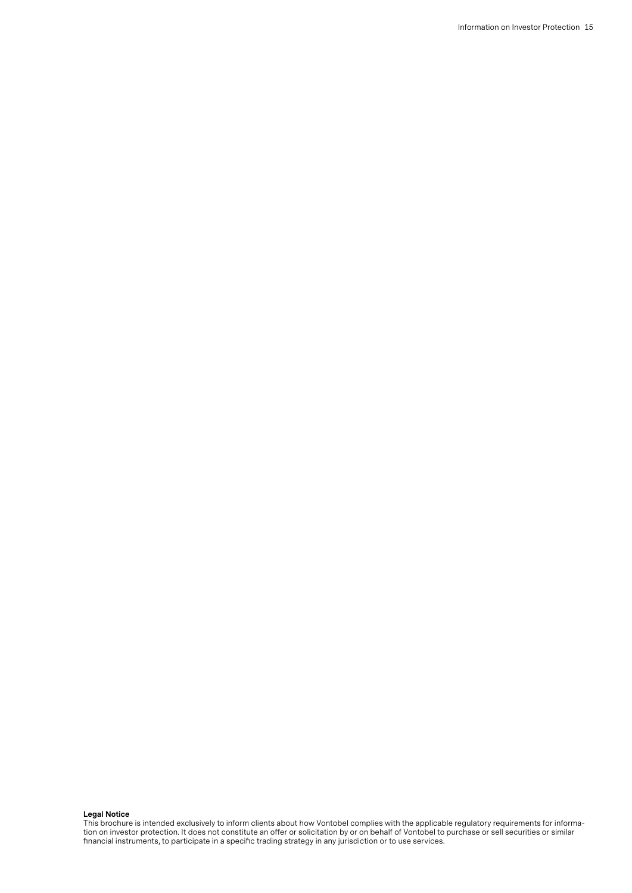**Legal Notice**

This brochure is intended exclusively to inform clients about how Vontobel complies with the applicable regulatory requirements for information on investor protection. It does not constitute an offer or solicitation by or on behalf of Vontobel to purchase or sell securities or similar financial instruments, to participate in a specific trading strategy in any jurisdiction or to use services.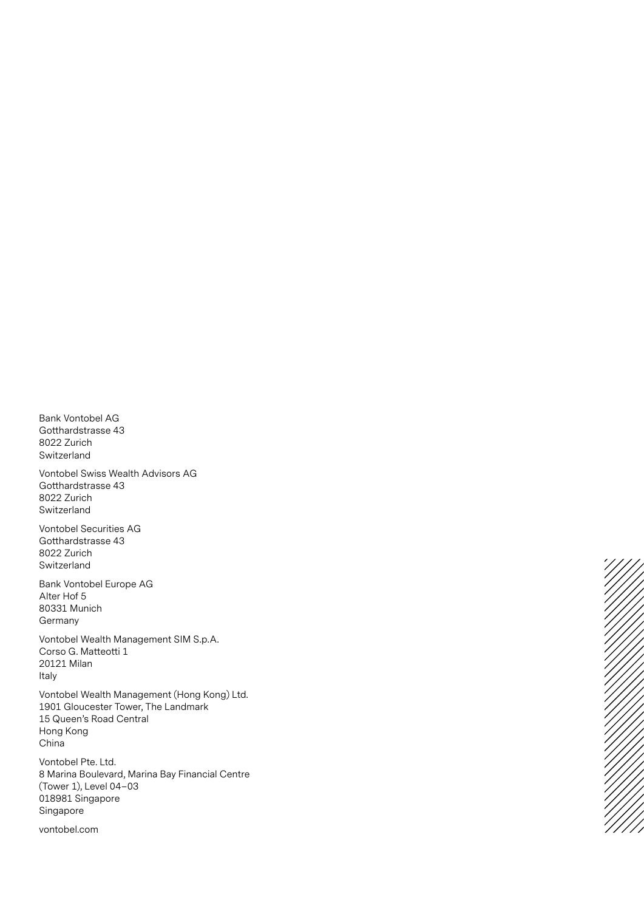Bank Vontobel AG
Gotthardstrasse 43
8022 Zurich
Switzerland

Vontobel Swiss Wealth Advisors AG
Gotthardstrasse 43
8022 Zurich
Switzerland

Vontobel Securities AG
Gotthardstrasse 43
8022 Zurich
Switzerland

Bank Vontobel Europe AG
Alter Hof 5
80331 Munich
Germany

Vontobel Wealth Management SIM S.p.A.
Corso G. Matteotti 1
20121 Milan
Italy

Vontobel Wealth Management (Hong Kong) Ltd.
1901 Gloucester Tower, The Landmark
15 Queen's Road Central
Hong Kong
China

Vontobel Pte. Ltd.
8 Marina Boulevard, Marina Bay Financial Centre
(Tower 1), Level 04–03
018981 Singapore
Singapore

vontobel.com